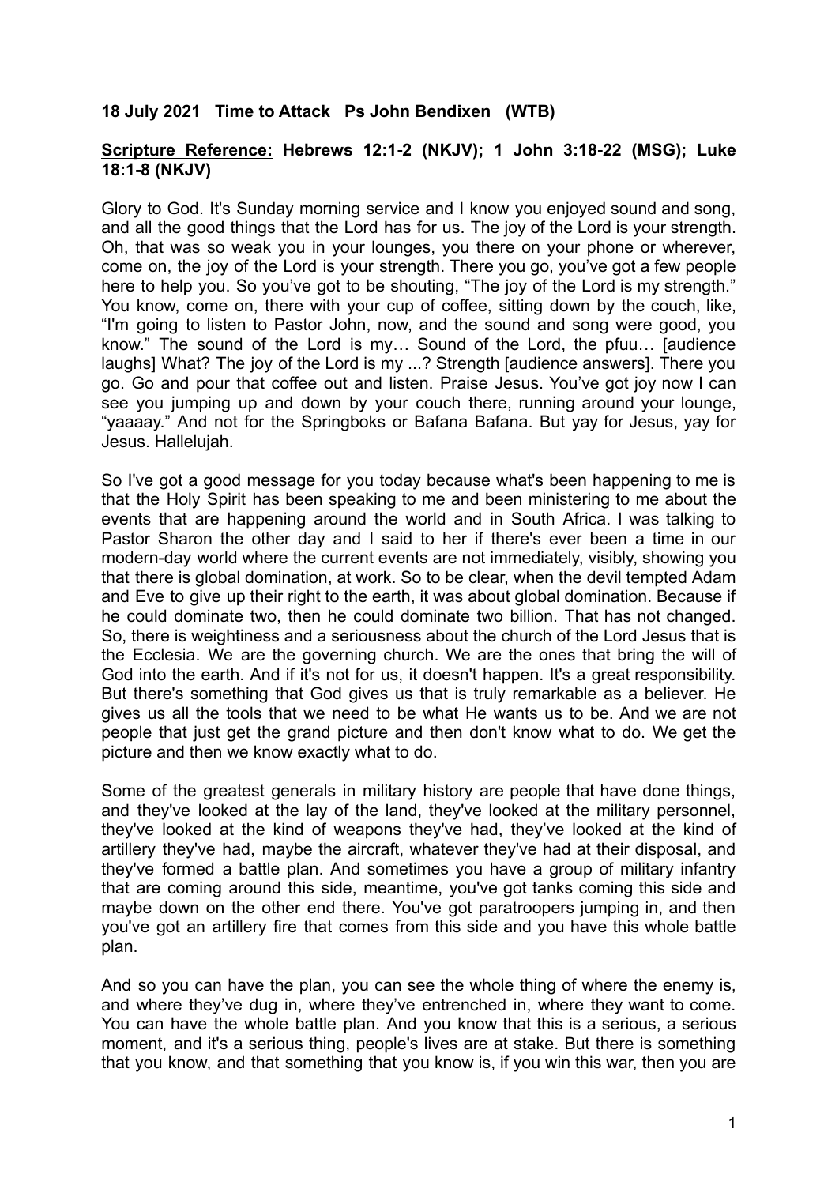**18 July 2021 Time to Attack Ps John Bendixen (WTB)**

**Scripture Reference: Hebrews 12:1-2 (NKJV); 1 John 3:18-22 (MSG); Luke 18:1-8 (NKJV)**

Glory to God. It's Sunday morning service and I know you enjoyed sound and song, and all the good things that the Lord has for us. The joy of the Lord is your strength. Oh, that was so weak you in your lounges, you there on your phone or wherever, come on, the joy of the Lord is your strength. There you go, you've got a few people here to help you. So you've got to be shouting, "The joy of the Lord is my strength." You know, come on, there with your cup of coffee, sitting down by the couch, like, "I'm going to listen to Pastor John, now, and the sound and song were good, you know." The sound of the Lord is my… Sound of the Lord, the pfuu… [audience laughs] What? The joy of the Lord is my ...? Strength [audience answers]. There you go. Go and pour that coffee out and listen. Praise Jesus. You've got joy now I can see you jumping up and down by your couch there, running around your lounge, "yaaaay." And not for the Springboks or Bafana Bafana. But yay for Jesus, yay for Jesus. Hallelujah.

So I've got a good message for you today because what's been happening to me is that the Holy Spirit has been speaking to me and been ministering to me about the events that are happening around the world and in South Africa. I was talking to Pastor Sharon the other day and I said to her if there's ever been a time in our modern-day world where the current events are not immediately, visibly, showing you that there is global domination, at work. So to be clear, when the devil tempted Adam and Eve to give up their right to the earth, it was about global domination. Because if he could dominate two, then he could dominate two billion. That has not changed. So, there is weightiness and a seriousness about the church of the Lord Jesus that is the Ecclesia. We are the governing church. We are the ones that bring the will of God into the earth. And if it's not for us, it doesn't happen. It's a great responsibility. But there's something that God gives us that is truly remarkable as a believer. He gives us all the tools that we need to be what He wants us to be. And we are not people that just get the grand picture and then don't know what to do. We get the picture and then we know exactly what to do.

Some of the greatest generals in military history are people that have done things, and they've looked at the lay of the land, they've looked at the military personnel, they've looked at the kind of weapons they've had, they've looked at the kind of artillery they've had, maybe the aircraft, whatever they've had at their disposal, and they've formed a battle plan. And sometimes you have a group of military infantry that are coming around this side, meantime, you've got tanks coming this side and maybe down on the other end there. You've got paratroopers jumping in, and then you've got an artillery fire that comes from this side and you have this whole battle plan.

And so you can have the plan, you can see the whole thing of where the enemy is, and where they've dug in, where they've entrenched in, where they want to come. You can have the whole battle plan. And you know that this is a serious, a serious moment, and it's a serious thing, people's lives are at stake. But there is something that you know, and that something that you know is, if you win this war, then you are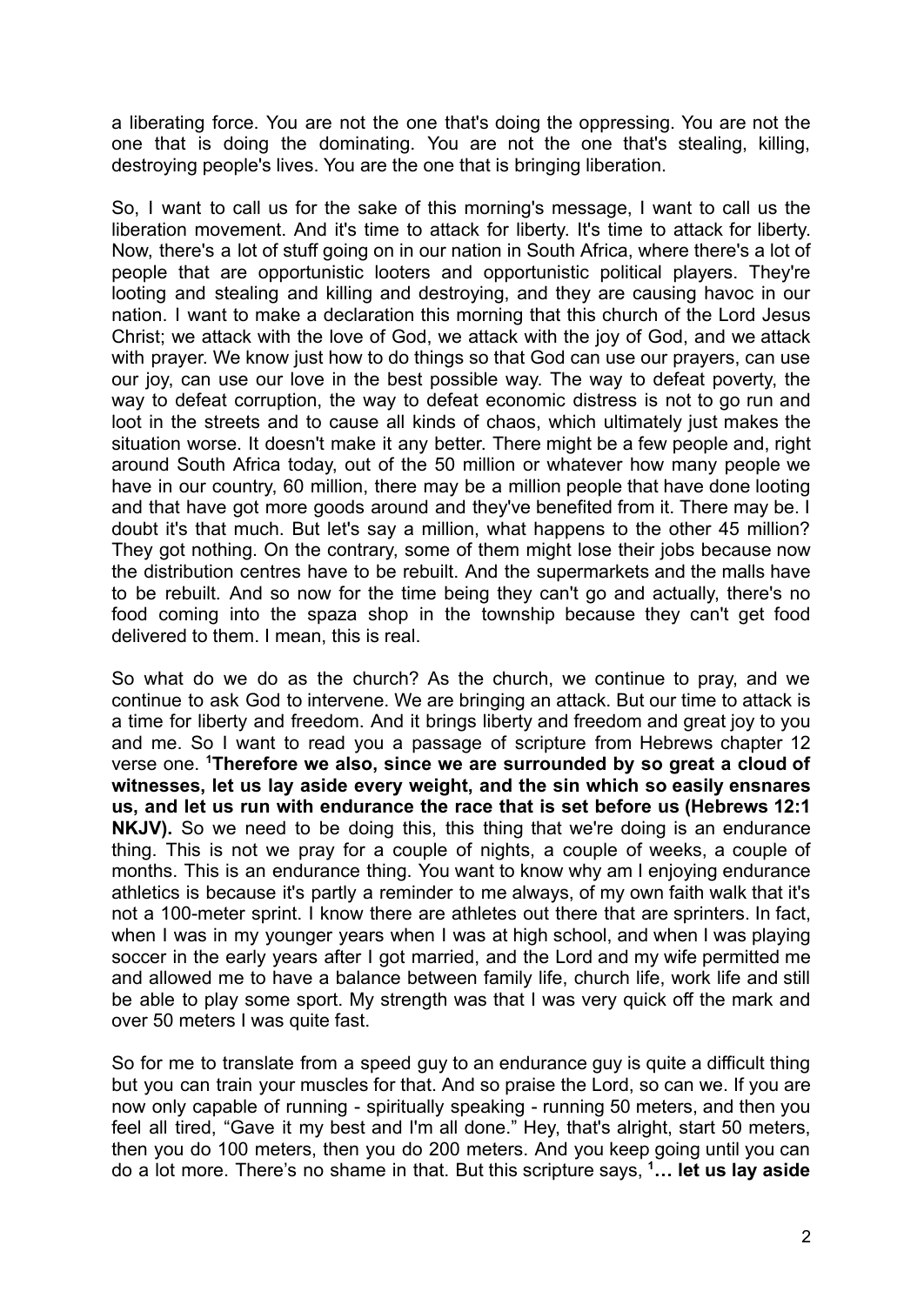a liberating force. You are not the one that's doing the oppressing. You are not the one that is doing the dominating. You are not the one that's stealing, killing, destroying people's lives. You are the one that is bringing liberation.

So, I want to call us for the sake of this morning's message, I want to call us the liberation movement. And it's time to attack for liberty. It's time to attack for liberty. Now, there's a lot of stuff going on in our nation in South Africa, where there's a lot of people that are opportunistic looters and opportunistic political players. They're looting and stealing and killing and destroying, and they are causing havoc in our nation. I want to make a declaration this morning that this church of the Lord Jesus Christ; we attack with the love of God, we attack with the joy of God, and we attack with prayer. We know just how to do things so that God can use our prayers, can use our joy, can use our love in the best possible way. The way to defeat poverty, the way to defeat corruption, the way to defeat economic distress is not to go run and loot in the streets and to cause all kinds of chaos, which ultimately just makes the situation worse. It doesn't make it any better. There might be a few people and, right around South Africa today, out of the 50 million or whatever how many people we have in our country, 60 million, there may be a million people that have done looting and that have got more goods around and they've benefited from it. There may be. I doubt it's that much. But let's say a million, what happens to the other 45 million? They got nothing. On the contrary, some of them might lose their jobs because now the distribution centres have to be rebuilt. And the supermarkets and the malls have to be rebuilt. And so now for the time being they can't go and actually, there's no food coming into the spaza shop in the township because they can't get food delivered to them. I mean, this is real.

So what do we do as the church? As the church, we continue to pray, and we continue to ask God to intervene. We are bringing an attack. But our time to attack is a time for liberty and freedom. And it brings liberty and freedom and great joy to you and me. So I want to read you a passage of scripture from Hebrews chapter 12 verse one. **[1]Therefore we also, since we are surrounded by so great a cloud of witnesses, let us lay aside every weight, and the sin which so easily ensnares us, and let us run with endurance the race that is set before us (Hebrews 12:1 NKJV).** So we need to be doing this, this thing that we're doing is an endurance thing. This is not we pray for a couple of nights, a couple of weeks, a couple of months. This is an endurance thing. You want to know why am I enjoying endurance athletics is because it's partly a reminder to me always, of my own faith walk that it's not a 100-meter sprint. I know there are athletes out there that are sprinters. In fact, when I was in my younger years when I was at high school, and when I was playing soccer in the early years after I got married, and the Lord and my wife permitted me and allowed me to have a balance between family life, church life, work life and still be able to play some sport. My strength was that I was very quick off the mark and over 50 meters I was quite fast.

So for me to translate from a speed guy to an endurance guy is quite a difficult thing but you can train your muscles for that. And so praise the Lord, so can we. If you are now only capable of running - spiritually speaking - running 50 meters, and then you feel all tired, "Gave it my best and I'm all done." Hey, that's alright, start 50 meters, then you do 100 meters, then you do 200 meters. And you keep going until you can do a lot more. There's no shame in that. But this scripture says, **[1]… let us lay aside**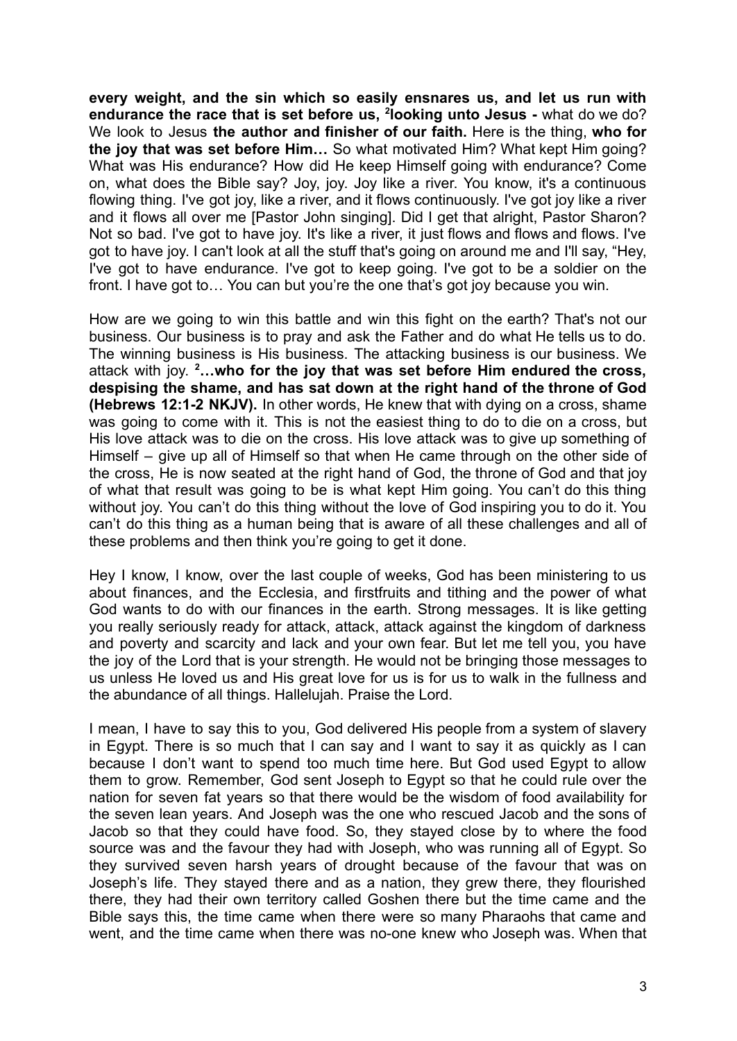**every weight, and the sin which so easily ensnares us, and let us run with endurance the race that is set before us, [2]looking unto Jesus -** what do we do? We look to Jesus **the author and finisher of our faith.** Here is the thing, **who for the joy that was set before Him…** So what motivated Him? What kept Him going? What was His endurance? How did He keep Himself going with endurance? Come on, what does the Bible say? Joy, joy. Joy like a river. You know, it's a continuous flowing thing. I've got joy, like a river, and it flows continuously. I've got joy like a river and it flows all over me [Pastor John singing]. Did I get that alright, Pastor Sharon? Not so bad. I've got to have joy. It's like a river, it just flows and flows and flows. I've got to have joy. I can't look at all the stuff that's going on around me and I'll say, "Hey, I've got to have endurance. I've got to keep going. I've got to be a soldier on the front. I have got to… You can but you're the one that's got joy because you win.

How are we going to win this battle and win this fight on the earth? That's not our business. Our business is to pray and ask the Father and do what He tells us to do. The winning business is His business. The attacking business is our business. We attack with joy. **[2]…who for the joy that was set before Him endured the cross, despising the shame, and has sat down at the right hand of the throne of God (Hebrews 12:1-2 NKJV).** In other words, He knew that with dying on a cross, shame was going to come with it. This is not the easiest thing to do to die on a cross, but His love attack was to die on the cross. His love attack was to give up something of Himself – give up all of Himself so that when He came through on the other side of the cross, He is now seated at the right hand of God, the throne of God and that joy of what that result was going to be is what kept Him going. You can't do this thing without joy. You can't do this thing without the love of God inspiring you to do it. You can't do this thing as a human being that is aware of all these challenges and all of these problems and then think you're going to get it done.

Hey I know, I know, over the last couple of weeks, God has been ministering to us about finances, and the Ecclesia, and firstfruits and tithing and the power of what God wants to do with our finances in the earth. Strong messages. It is like getting you really seriously ready for attack, attack, attack against the kingdom of darkness and poverty and scarcity and lack and your own fear. But let me tell you, you have the joy of the Lord that is your strength. He would not be bringing those messages to us unless He loved us and His great love for us is for us to walk in the fullness and the abundance of all things. Hallelujah. Praise the Lord.

I mean, I have to say this to you, God delivered His people from a system of slavery in Egypt. There is so much that I can say and I want to say it as quickly as I can because I don't want to spend too much time here. But God used Egypt to allow them to grow. Remember, God sent Joseph to Egypt so that he could rule over the nation for seven fat years so that there would be the wisdom of food availability for the seven lean years. And Joseph was the one who rescued Jacob and the sons of Jacob so that they could have food. So, they stayed close by to where the food source was and the favour they had with Joseph, who was running all of Egypt. So they survived seven harsh years of drought because of the favour that was on Joseph's life. They stayed there and as a nation, they grew there, they flourished there, they had their own territory called Goshen there but the time came and the Bible says this, the time came when there were so many Pharaohs that came and went, and the time came when there was no-one knew who Joseph was. When that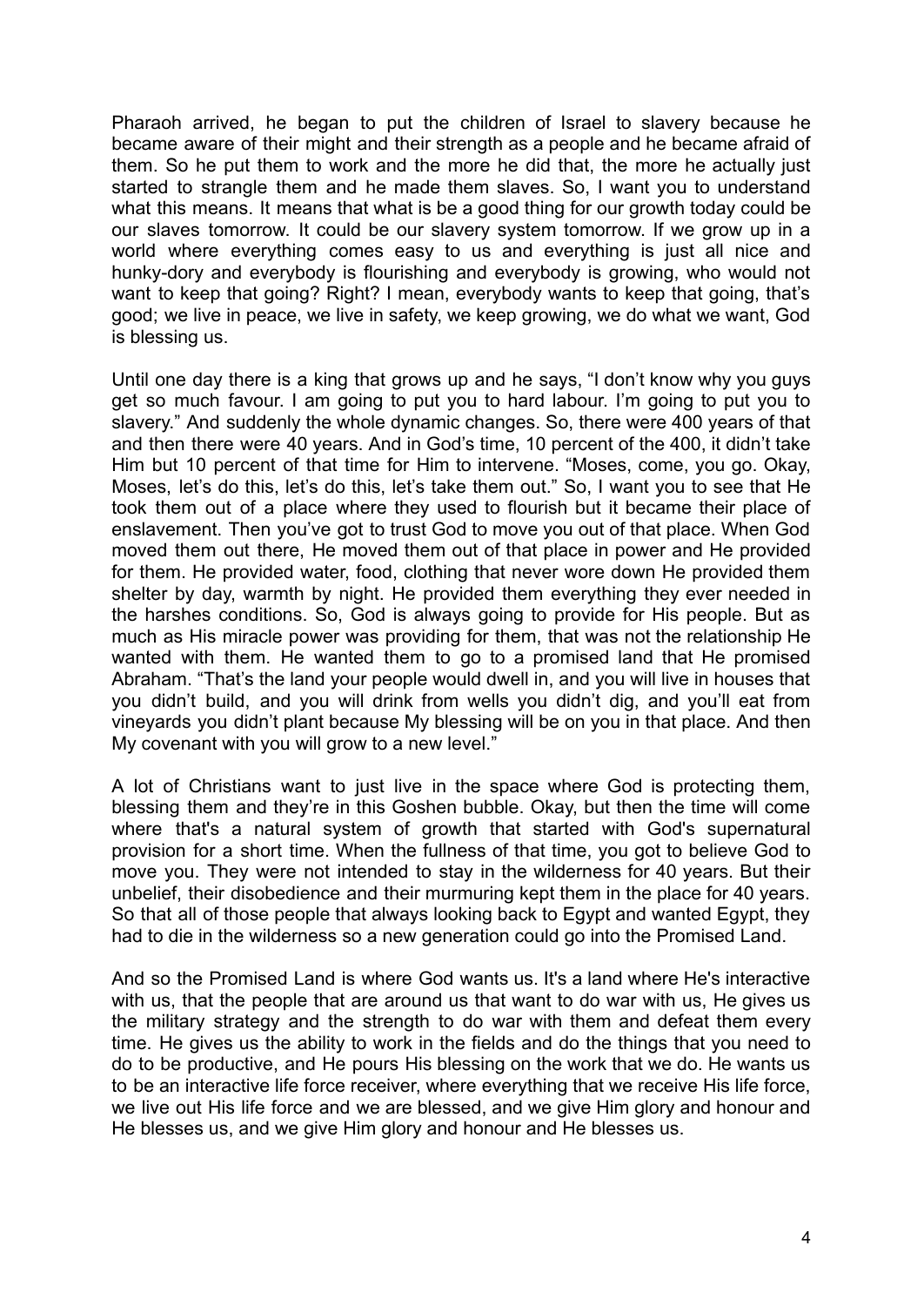Pharaoh arrived, he began to put the children of Israel to slavery because he became aware of their might and their strength as a people and he became afraid of them. So he put them to work and the more he did that, the more he actually just started to strangle them and he made them slaves. So, I want you to understand what this means. It means that what is be a good thing for our growth today could be our slaves tomorrow. It could be our slavery system tomorrow. If we grow up in a world where everything comes easy to us and everything is just all nice and hunky-dory and everybody is flourishing and everybody is growing, who would not want to keep that going? Right? I mean, everybody wants to keep that going, that's good; we live in peace, we live in safety, we keep growing, we do what we want, God is blessing us.

Until one day there is a king that grows up and he says, "I don't know why you guys get so much favour. I am going to put you to hard labour. I'm going to put you to slavery." And suddenly the whole dynamic changes. So, there were 400 years of that and then there were 40 years. And in God's time, 10 percent of the 400, it didn't take Him but 10 percent of that time for Him to intervene. "Moses, come, you go. Okay, Moses, let's do this, let's do this, let's take them out." So, I want you to see that He took them out of a place where they used to flourish but it became their place of enslavement. Then you've got to trust God to move you out of that place. When God moved them out there, He moved them out of that place in power and He provided for them. He provided water, food, clothing that never wore down He provided them shelter by day, warmth by night. He provided them everything they ever needed in the harshes conditions. So, God is always going to provide for His people. But as much as His miracle power was providing for them, that was not the relationship He wanted with them. He wanted them to go to a promised land that He promised Abraham. "That's the land your people would dwell in, and you will live in houses that you didn't build, and you will drink from wells you didn't dig, and you'll eat from vineyards you didn't plant because My blessing will be on you in that place. And then My covenant with you will grow to a new level."

A lot of Christians want to just live in the space where God is protecting them, blessing them and they're in this Goshen bubble. Okay, but then the time will come where that's a natural system of growth that started with God's supernatural provision for a short time. When the fullness of that time, you got to believe God to move you. They were not intended to stay in the wilderness for 40 years. But their unbelief, their disobedience and their murmuring kept them in the place for 40 years. So that all of those people that always looking back to Egypt and wanted Egypt, they had to die in the wilderness so a new generation could go into the Promised Land.

And so the Promised Land is where God wants us. It's a land where He's interactive with us, that the people that are around us that want to do war with us, He gives us the military strategy and the strength to do war with them and defeat them every time. He gives us the ability to work in the fields and do the things that you need to do to be productive, and He pours His blessing on the work that we do. He wants us to be an interactive life force receiver, where everything that we receive His life force, we live out His life force and we are blessed, and we give Him glory and honour and He blesses us, and we give Him glory and honour and He blesses us.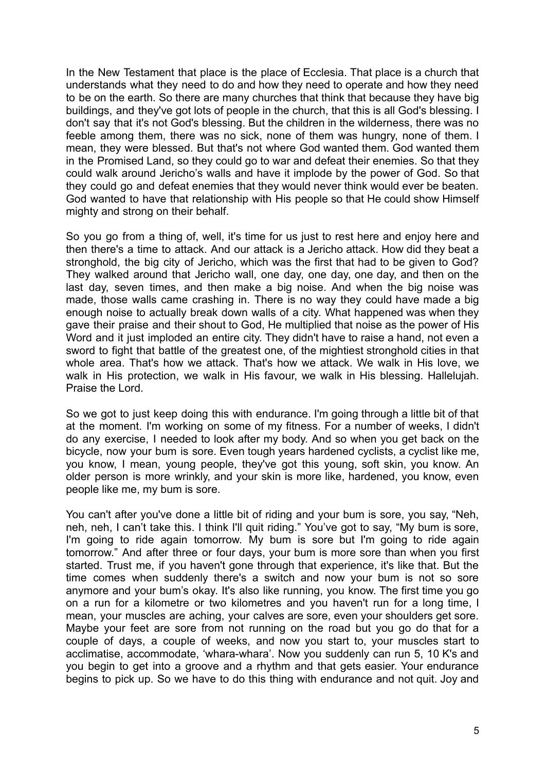In the New Testament that place is the place of Ecclesia. That place is a church that understands what they need to do and how they need to operate and how they need to be on the earth. So there are many churches that think that because they have big buildings, and they've got lots of people in the church, that this is all God's blessing. I don't say that it's not God's blessing. But the children in the wilderness, there was no feeble among them, there was no sick, none of them was hungry, none of them. I mean, they were blessed. But that's not where God wanted them. God wanted them in the Promised Land, so they could go to war and defeat their enemies. So that they could walk around Jericho's walls and have it implode by the power of God. So that they could go and defeat enemies that they would never think would ever be beaten. God wanted to have that relationship with His people so that He could show Himself mighty and strong on their behalf.

So you go from a thing of, well, it's time for us just to rest here and enjoy here and then there's a time to attack. And our attack is a Jericho attack. How did they beat a stronghold, the big city of Jericho, which was the first that had to be given to God? They walked around that Jericho wall, one day, one day, one day, and then on the last day, seven times, and then make a big noise. And when the big noise was made, those walls came crashing in. There is no way they could have made a big enough noise to actually break down walls of a city. What happened was when they gave their praise and their shout to God, He multiplied that noise as the power of His Word and it just imploded an entire city. They didn't have to raise a hand, not even a sword to fight that battle of the greatest one, of the mightiest stronghold cities in that whole area. That's how we attack. That's how we attack. We walk in His love, we walk in His protection, we walk in His favour, we walk in His blessing. Hallelujah. Praise the Lord.

So we got to just keep doing this with endurance. I'm going through a little bit of that at the moment. I'm working on some of my fitness. For a number of weeks, I didn't do any exercise, I needed to look after my body. And so when you get back on the bicycle, now your bum is sore. Even tough years hardened cyclists, a cyclist like me, you know, I mean, young people, they've got this young, soft skin, you know. An older person is more wrinkly, and your skin is more like, hardened, you know, even people like me, my bum is sore.

You can't after you've done a little bit of riding and your bum is sore, you say, "Neh, neh, neh, I can't take this. I think I'll quit riding." You've got to say, "My bum is sore, I'm going to ride again tomorrow. My bum is sore but I'm going to ride again tomorrow." And after three or four days, your bum is more sore than when you first started. Trust me, if you haven't gone through that experience, it's like that. But the time comes when suddenly there's a switch and now your bum is not so sore anymore and your bum's okay. It's also like running, you know. The first time you go on a run for a kilometre or two kilometres and you haven't run for a long time, I mean, your muscles are aching, your calves are sore, even your shoulders get sore. Maybe your feet are sore from not running on the road but you go do that for a couple of days, a couple of weeks, and now you start to, your muscles start to acclimatise, accommodate, 'whara-whara'. Now you suddenly can run 5, 10 K's and you begin to get into a groove and a rhythm and that gets easier. Your endurance begins to pick up. So we have to do this thing with endurance and not quit. Joy and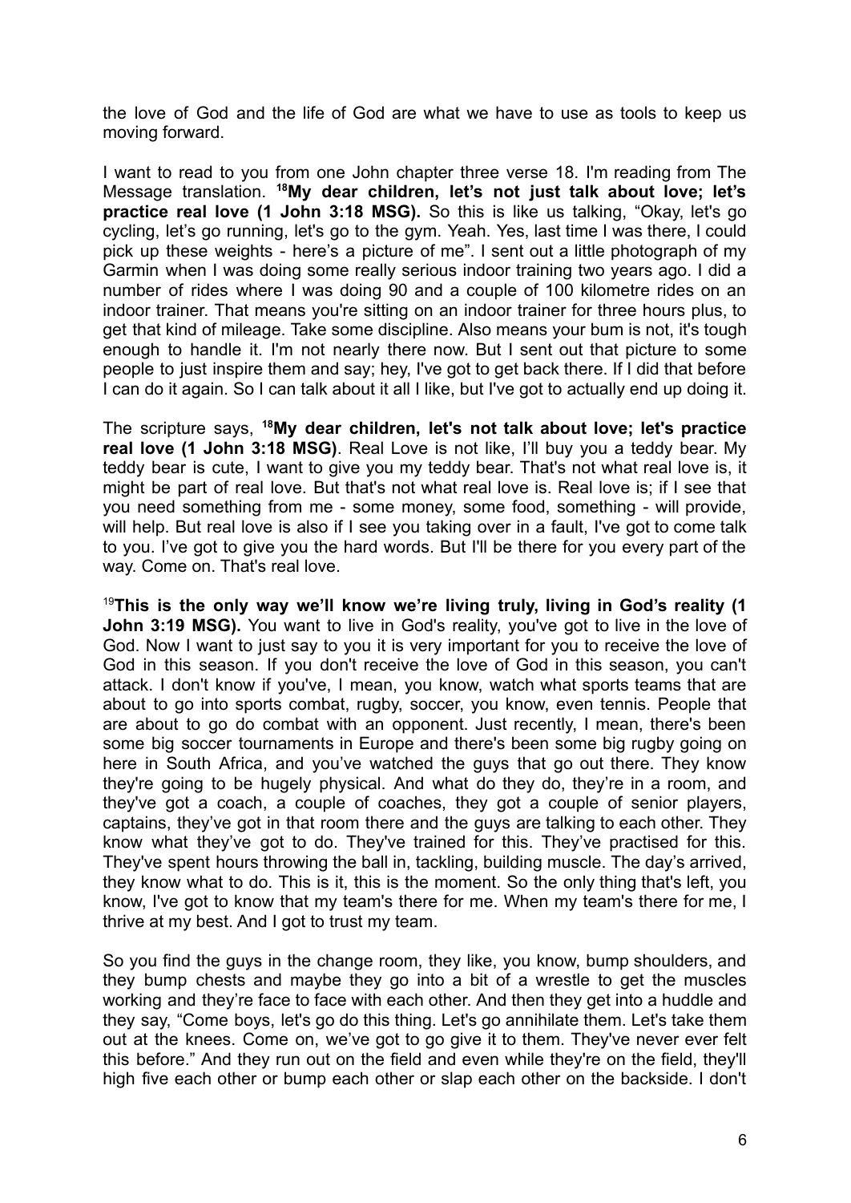the love of God and the life of God are what we have to use as tools to keep us moving forward.

I want to read to you from one John chapter three verse 18. I'm reading from The Message translation. **[18]My dear children, let's not just talk about love; let's practice real love (1 John 3:18 MSG).** So this is like us talking, "Okay, let's go cycling, let's go running, let's go to the gym. Yeah. Yes, last time I was there, I could pick up these weights - here's a picture of me". I sent out a little photograph of my Garmin when I was doing some really serious indoor training two years ago. I did a number of rides where I was doing 90 and a couple of 100 kilometre rides on an indoor trainer. That means you're sitting on an indoor trainer for three hours plus, to get that kind of mileage. Take some discipline. Also means your bum is not, it's tough enough to handle it. I'm not nearly there now. But I sent out that picture to some people to just inspire them and say; hey, I've got to get back there. If I did that before I can do it again. So I can talk about it all I like, but I've got to actually end up doing it.

The scripture says, **[18]My dear children, let's not talk about love; let's practice real love (1 John 3:18 MSG)**. Real Love is not like, I'll buy you a teddy bear. My teddy bear is cute, I want to give you my teddy bear. That's not what real love is, it might be part of real love. But that's not what real love is. Real love is; if I see that you need something from me - some money, some food, something - will provide, will help. But real love is also if I see you taking over in a fault, I've got to come talk to you. I've got to give you the hard words. But I'll be there for you every part of the way. Come on. That's real love.

[19]**This is the only way we'll know we're living truly, living in God's reality (1 John 3:19 MSG).** You want to live in God's reality, you've got to live in the love of God. Now I want to just say to you it is very important for you to receive the love of God in this season. If you don't receive the love of God in this season, you can't attack. I don't know if you've, I mean, you know, watch what sports teams that are about to go into sports combat, rugby, soccer, you know, even tennis. People that are about to go do combat with an opponent. Just recently, I mean, there's been some big soccer tournaments in Europe and there's been some big rugby going on here in South Africa, and you've watched the guys that go out there. They know they're going to be hugely physical. And what do they do, they're in a room, and they've got a coach, a couple of coaches, they got a couple of senior players, captains, they've got in that room there and the guys are talking to each other. They know what they've got to do. They've trained for this. They've practised for this. They've spent hours throwing the ball in, tackling, building muscle. The day's arrived, they know what to do. This is it, this is the moment. So the only thing that's left, you know, I've got to know that my team's there for me. When my team's there for me, I thrive at my best. And I got to trust my team.

So you find the guys in the change room, they like, you know, bump shoulders, and they bump chests and maybe they go into a bit of a wrestle to get the muscles working and they're face to face with each other. And then they get into a huddle and they say, "Come boys, let's go do this thing. Let's go annihilate them. Let's take them out at the knees. Come on, we've got to go give it to them. They've never ever felt this before." And they run out on the field and even while they're on the field, they'll high five each other or bump each other or slap each other on the backside. I don't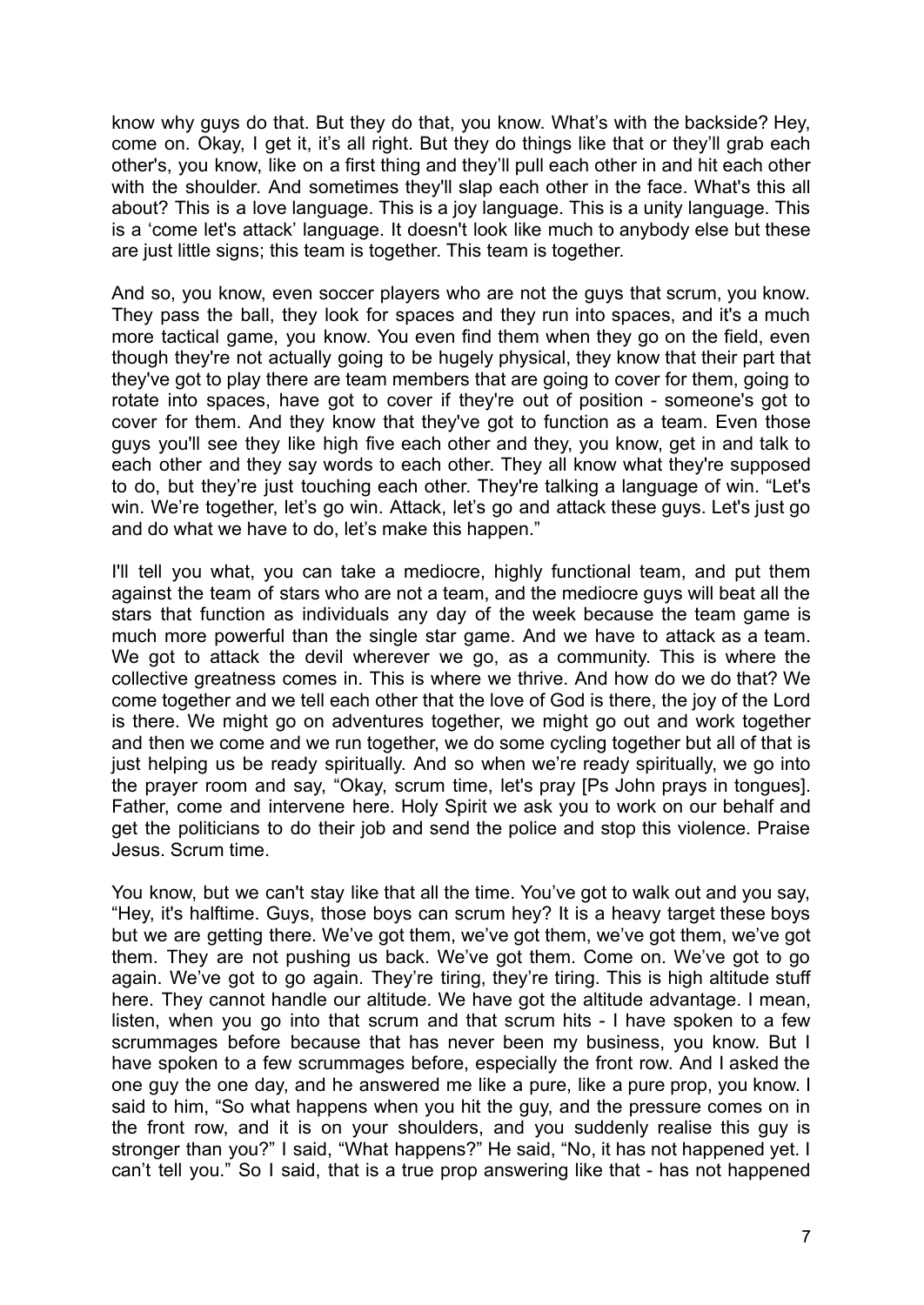know why guys do that. But they do that, you know. What's with the backside? Hey, come on. Okay, I get it, it's all right. But they do things like that or they'll grab each other's, you know, like on a first thing and they'll pull each other in and hit each other with the shoulder. And sometimes they'll slap each other in the face. What's this all about? This is a love language. This is a joy language. This is a unity language. This is a 'come let's attack' language. It doesn't look like much to anybody else but these are just little signs; this team is together. This team is together.

And so, you know, even soccer players who are not the guys that scrum, you know. They pass the ball, they look for spaces and they run into spaces, and it's a much more tactical game, you know. You even find them when they go on the field, even though they're not actually going to be hugely physical, they know that their part that they've got to play there are team members that are going to cover for them, going to rotate into spaces, have got to cover if they're out of position - someone's got to cover for them. And they know that they've got to function as a team. Even those guys you'll see they like high five each other and they, you know, get in and talk to each other and they say words to each other. They all know what they're supposed to do, but they're just touching each other. They're talking a language of win. "Let's win. We're together, let's go win. Attack, let's go and attack these guys. Let's just go and do what we have to do, let's make this happen."

I'll tell you what, you can take a mediocre, highly functional team, and put them against the team of stars who are not a team, and the mediocre guys will beat all the stars that function as individuals any day of the week because the team game is much more powerful than the single star game. And we have to attack as a team. We got to attack the devil wherever we go, as a community. This is where the collective greatness comes in. This is where we thrive. And how do we do that? We come together and we tell each other that the love of God is there, the joy of the Lord is there. We might go on adventures together, we might go out and work together and then we come and we run together, we do some cycling together but all of that is just helping us be ready spiritually. And so when we're ready spiritually, we go into the prayer room and say, "Okay, scrum time, let's pray [Ps John prays in tongues]. Father, come and intervene here. Holy Spirit we ask you to work on our behalf and get the politicians to do their job and send the police and stop this violence. Praise Jesus. Scrum time.

You know, but we can't stay like that all the time. You've got to walk out and you say, "Hey, it's halftime. Guys, those boys can scrum hey? It is a heavy target these boys but we are getting there. We've got them, we've got them, we've got them, we've got them. They are not pushing us back. We've got them. Come on. We've got to go again. We've got to go again. They're tiring, they're tiring. This is high altitude stuff here. They cannot handle our altitude. We have got the altitude advantage. I mean, listen, when you go into that scrum and that scrum hits - I have spoken to a few scrummages before because that has never been my business, you know. But I have spoken to a few scrummages before, especially the front row. And I asked the one guy the one day, and he answered me like a pure, like a pure prop, you know. I said to him, "So what happens when you hit the guy, and the pressure comes on in the front row, and it is on your shoulders, and you suddenly realise this guy is stronger than you?" I said, "What happens?" He said, "No, it has not happened yet. I can't tell you." So I said, that is a true prop answering like that - has not happened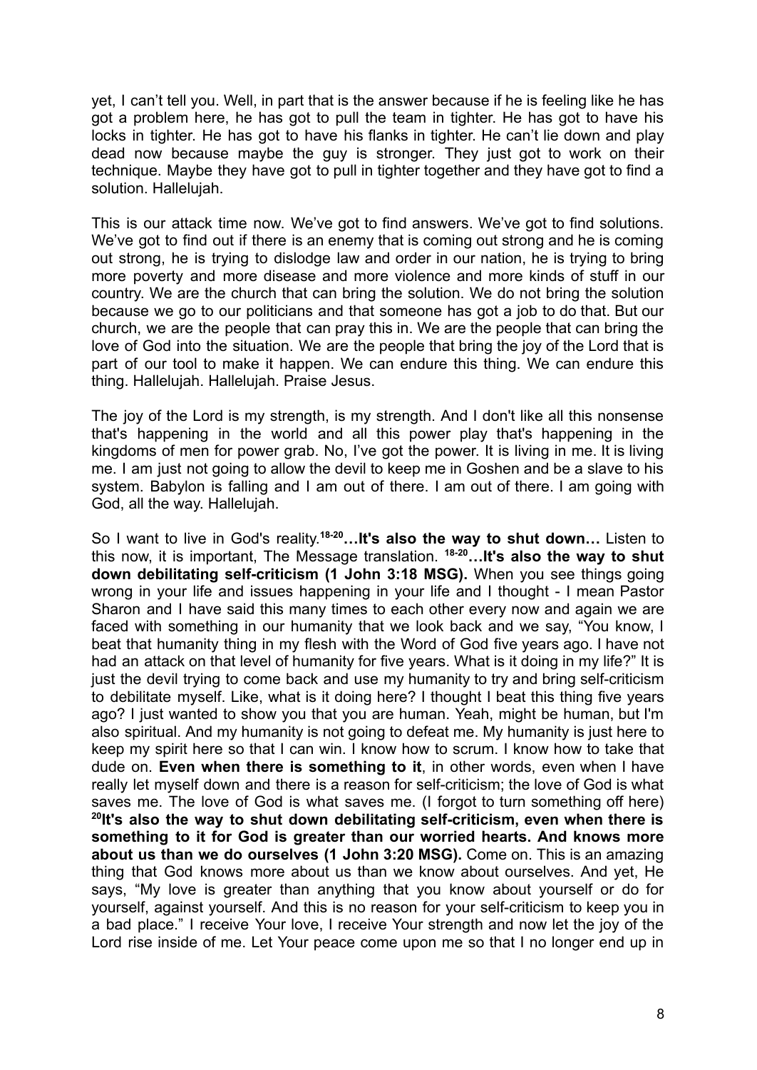yet, I can't tell you. Well, in part that is the answer because if he is feeling like he has got a problem here, he has got to pull the team in tighter. He has got to have his locks in tighter. He has got to have his flanks in tighter. He can't lie down and play dead now because maybe the guy is stronger. They just got to work on their technique. Maybe they have got to pull in tighter together and they have got to find a solution. Hallelujah.

This is our attack time now. We've got to find answers. We've got to find solutions. We've got to find out if there is an enemy that is coming out strong and he is coming out strong, he is trying to dislodge law and order in our nation, he is trying to bring more poverty and more disease and more violence and more kinds of stuff in our country. We are the church that can bring the solution. We do not bring the solution because we go to our politicians and that someone has got a job to do that. But our church, we are the people that can pray this in. We are the people that can bring the love of God into the situation. We are the people that bring the joy of the Lord that is part of our tool to make it happen. We can endure this thing. We can endure this thing. Hallelujah. Hallelujah. Praise Jesus.

The joy of the Lord is my strength, is my strength. And I don't like all this nonsense that's happening in the world and all this power play that's happening in the kingdoms of men for power grab. No, I've got the power. It is living in me. It is living me. I am just not going to allow the devil to keep me in Goshen and be a slave to his system. Babylon is falling and I am out of there. I am out of there. I am going with God, all the way. Hallelujah.

So I want to live in God's reality.[18-20]**…It's also the way to shut down…** Listen to this now, it is important, The Message translation. [18-20]**…It's also the way to shut down debilitating self-criticism (1 John 3:18 MSG).** When you see things going wrong in your life and issues happening in your life and I thought - I mean Pastor Sharon and I have said this many times to each other every now and again we are faced with something in our humanity that we look back and we say, "You know, I beat that humanity thing in my flesh with the Word of God five years ago. I have not had an attack on that level of humanity for five years. What is it doing in my life?" It is just the devil trying to come back and use my humanity to try and bring self-criticism to debilitate myself. Like, what is it doing here? I thought I beat this thing five years ago? I just wanted to show you that you are human. Yeah, might be human, but I'm also spiritual. And my humanity is not going to defeat me. My humanity is just here to keep my spirit here so that I can win. I know how to scrum. I know how to take that dude on. **Even when there is something to it**, in other words, even when I have really let myself down and there is a reason for self-criticism; the love of God is what saves me. The love of God is what saves me. (I forgot to turn something off here) [20]**It's also the way to shut down debilitating self-criticism, even when there is something to it for God is greater than our worried hearts. And knows more about us than we do ourselves (1 John 3:20 MSG).** Come on. This is an amazing thing that God knows more about us than we know about ourselves. And yet, He says, "My love is greater than anything that you know about yourself or do for yourself, against yourself. And this is no reason for your self-criticism to keep you in a bad place." I receive Your love, I receive Your strength and now let the joy of the Lord rise inside of me. Let Your peace come upon me so that I no longer end up in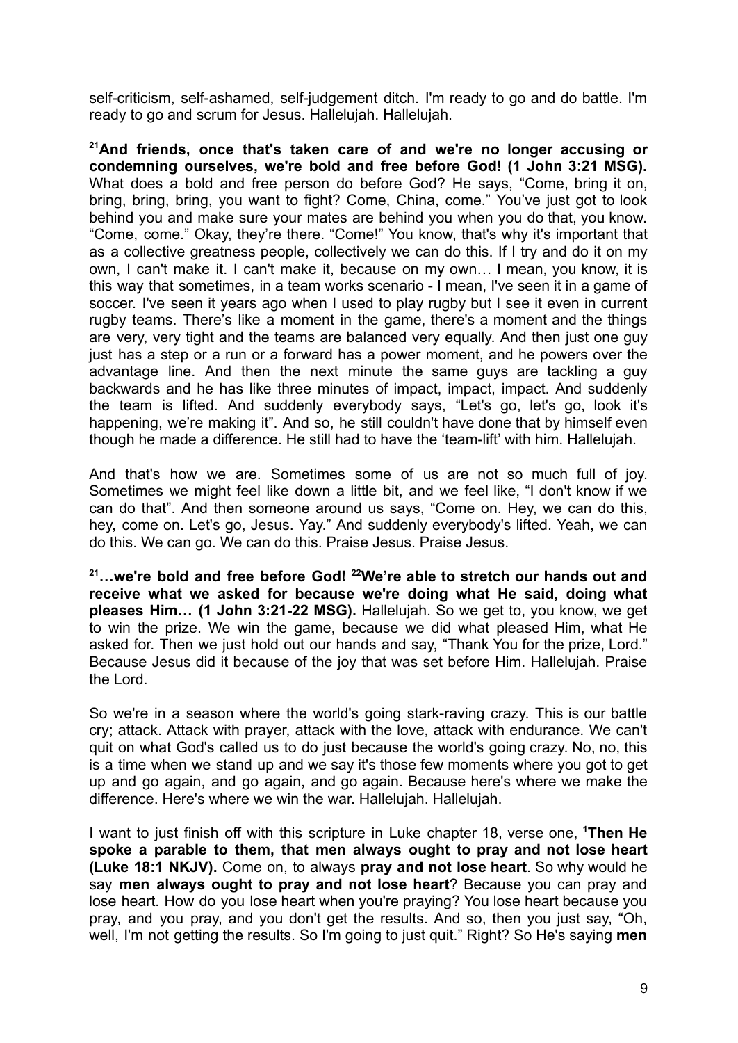self-criticism, self-ashamed, self-judgement ditch. I'm ready to go and do battle. I'm ready to go and scrum for Jesus. Hallelujah. Hallelujah.

**[21]And friends, once that's taken care of and we're no longer accusing or condemning ourselves, we're bold and free before God! (1 John 3:21 MSG).** What does a bold and free person do before God? He says, "Come, bring it on, bring, bring, bring, you want to fight? Come, China, come." You've just got to look behind you and make sure your mates are behind you when you do that, you know. "Come, come." Okay, they're there. "Come!" You know, that's why it's important that as a collective greatness people, collectively we can do this. If I try and do it on my own, I can't make it. I can't make it, because on my own… I mean, you know, it is this way that sometimes, in a team works scenario - I mean, I've seen it in a game of soccer. I've seen it years ago when I used to play rugby but I see it even in current rugby teams. There's like a moment in the game, there's a moment and the things are very, very tight and the teams are balanced very equally. And then just one guy just has a step or a run or a forward has a power moment, and he powers over the advantage line. And then the next minute the same guys are tackling a guy backwards and he has like three minutes of impact, impact, impact. And suddenly the team is lifted. And suddenly everybody says, "Let's go, let's go, look it's happening, we're making it". And so, he still couldn't have done that by himself even though he made a difference. He still had to have the 'team-lift' with him. Hallelujah.

And that's how we are. Sometimes some of us are not so much full of joy. Sometimes we might feel like down a little bit, and we feel like, "I don't know if we can do that". And then someone around us says, "Come on. Hey, we can do this, hey, come on. Let's go, Jesus. Yay." And suddenly everybody's lifted. Yeah, we can do this. We can go. We can do this. Praise Jesus. Praise Jesus.

**[21]…we're bold and free before God! [22]We're able to stretch our hands out and receive what we asked for because we're doing what He said, doing what pleases Him… (1 John 3:21-22 MSG).** Hallelujah. So we get to, you know, we get to win the prize. We win the game, because we did what pleased Him, what He asked for. Then we just hold out our hands and say, "Thank You for the prize, Lord." Because Jesus did it because of the joy that was set before Him. Hallelujah. Praise the Lord.

So we're in a season where the world's going stark-raving crazy. This is our battle cry; attack. Attack with prayer, attack with the love, attack with endurance. We can't quit on what God's called us to do just because the world's going crazy. No, no, this is a time when we stand up and we say it's those few moments where you got to get up and go again, and go again, and go again. Because here's where we make the difference. Here's where we win the war. Hallelujah. Hallelujah.

I want to just finish off with this scripture in Luke chapter 18, verse one, **[1]Then He spoke a parable to them, that men always ought to pray and not lose heart (Luke 18:1 NKJV).** Come on, to always **pray and not lose heart**. So why would he say **men always ought to pray and not lose heart**? Because you can pray and lose heart. How do you lose heart when you're praying? You lose heart because you pray, and you pray, and you don't get the results. And so, then you just say, "Oh, well, I'm not getting the results. So I'm going to just quit." Right? So He's saying **men**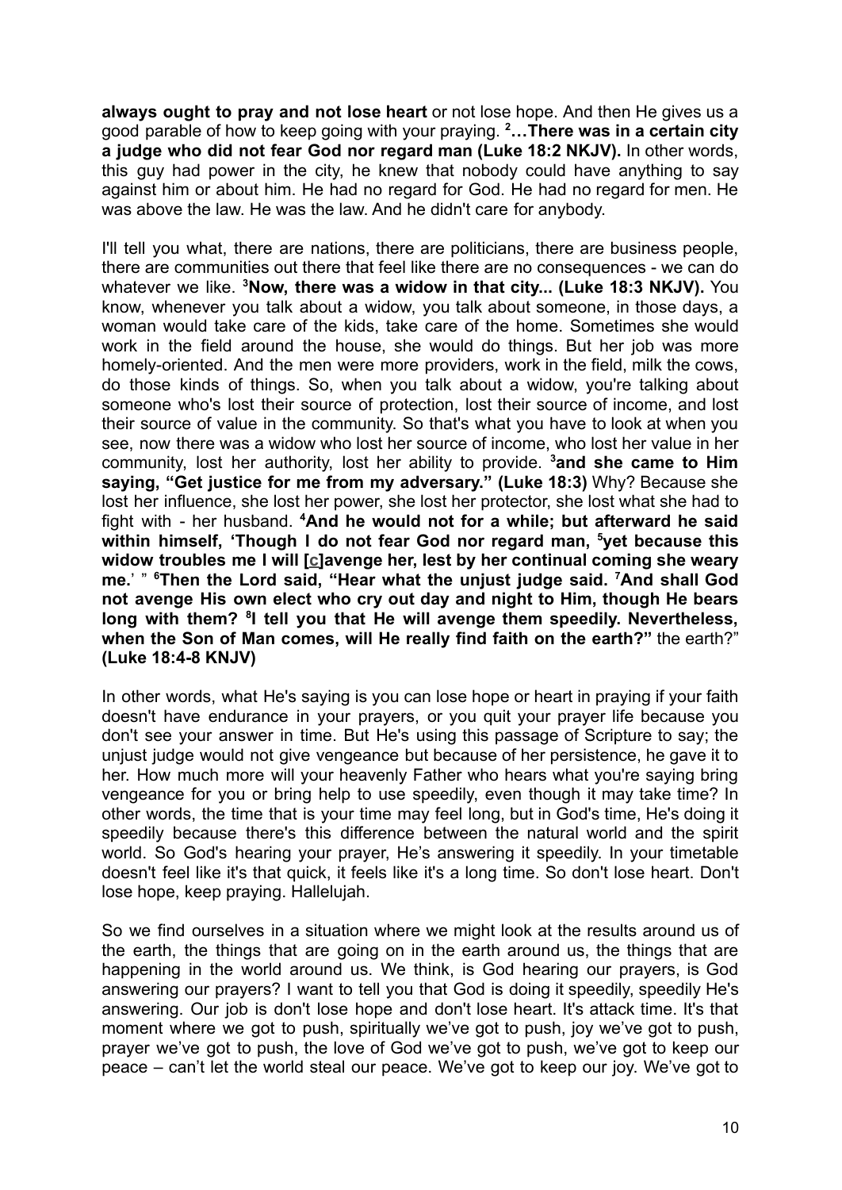**always ought to pray and not lose heart** or not lose hope. And then He gives us a good parable of how to keep going with your praying. [2]**…There was in a certain city a judge who did not fear God nor regard man (Luke 18:2 NKJV).** In other words, this guy had power in the city, he knew that nobody could have anything to say against him or about him. He had no regard for God. He had no regard for men. He was above the law. He was the law. And he didn't care for anybody.

I'll tell you what, there are nations, there are politicians, there are business people, there are communities out there that feel like there are no consequences - we can do whatever we like. [3]**Now, there was a widow in that city... (Luke 18:3 NKJV).** You know, whenever you talk about a widow, you talk about someone, in those days, a woman would take care of the kids, take care of the home. Sometimes she would work in the field around the house, she would do things. But her job was more homely-oriented. And the men were more providers, work in the field, milk the cows, do those kinds of things. So, when you talk about a widow, you're talking about someone who's lost their source of protection, lost their source of income, and lost their source of value in the community. So that's what you have to look at when you see, now there was a widow who lost her source of income, who lost her value in her community, lost her authority, lost her ability to provide. [3]**and she came to Him saying, "Get justice for me from my adversary." (Luke 18:3)** Why? Because she lost her influence, she lost her power, she lost her protector, she lost what she had to fight with - her husband. [4]**And he would not for a while; but afterward he said within himself, 'Though I do not fear God nor regard man, [5]yet because this widow troubles me I will [c]avenge her, lest by her continual coming she weary me.' " [6]Then the Lord said, "Hear what the unjust judge said. [7]And shall God not avenge His own elect who cry out day and night to Him, though He bears long with them? [8]I tell you that He will avenge them speedily. Nevertheless, when the Son of Man comes, will He really find faith on the earth?"** the earth?" **(Luke 18:4-8 KNJV)**

In other words, what He's saying is you can lose hope or heart in praying if your faith doesn't have endurance in your prayers, or you quit your prayer life because you don't see your answer in time. But He's using this passage of Scripture to say; the unjust judge would not give vengeance but because of her persistence, he gave it to her. How much more will your heavenly Father who hears what you're saying bring vengeance for you or bring help to use speedily, even though it may take time? In other words, the time that is your time may feel long, but in God's time, He's doing it speedily because there's this difference between the natural world and the spirit world. So God's hearing your prayer, He's answering it speedily. In your timetable doesn't feel like it's that quick, it feels like it's a long time. So don't lose heart. Don't lose hope, keep praying. Hallelujah.

So we find ourselves in a situation where we might look at the results around us of the earth, the things that are going on in the earth around us, the things that are happening in the world around us. We think, is God hearing our prayers, is God answering our prayers? I want to tell you that God is doing it speedily, speedily He's answering. Our job is don't lose hope and don't lose heart. It's attack time. It's that moment where we got to push, spiritually we've got to push, joy we've got to push, prayer we've got to push, the love of God we've got to push, we've got to keep our peace – can't let the world steal our peace. We've got to keep our joy. We've got to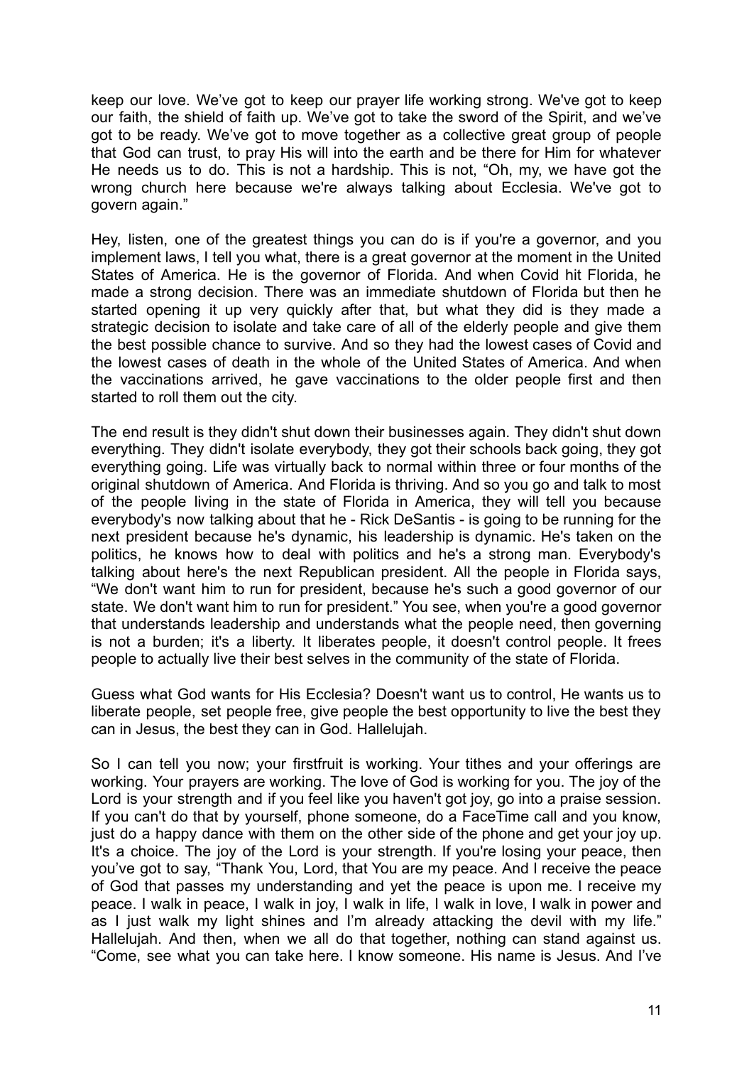keep our love. We've got to keep our prayer life working strong. We've got to keep our faith, the shield of faith up. We've got to take the sword of the Spirit, and we've got to be ready. We've got to move together as a collective great group of people that God can trust, to pray His will into the earth and be there for Him for whatever He needs us to do. This is not a hardship. This is not, "Oh, my, we have got the wrong church here because we're always talking about Ecclesia. We've got to govern again."

Hey, listen, one of the greatest things you can do is if you're a governor, and you implement laws, I tell you what, there is a great governor at the moment in the United States of America. He is the governor of Florida. And when Covid hit Florida, he made a strong decision. There was an immediate shutdown of Florida but then he started opening it up very quickly after that, but what they did is they made a strategic decision to isolate and take care of all of the elderly people and give them the best possible chance to survive. And so they had the lowest cases of Covid and the lowest cases of death in the whole of the United States of America. And when the vaccinations arrived, he gave vaccinations to the older people first and then started to roll them out the city.

The end result is they didn't shut down their businesses again. They didn't shut down everything. They didn't isolate everybody, they got their schools back going, they got everything going. Life was virtually back to normal within three or four months of the original shutdown of America. And Florida is thriving. And so you go and talk to most of the people living in the state of Florida in America, they will tell you because everybody's now talking about that he - Rick DeSantis - is going to be running for the next president because he's dynamic, his leadership is dynamic. He's taken on the politics, he knows how to deal with politics and he's a strong man. Everybody's talking about here's the next Republican president. All the people in Florida says, "We don't want him to run for president, because he's such a good governor of our state. We don't want him to run for president." You see, when you're a good governor that understands leadership and understands what the people need, then governing is not a burden; it's a liberty. It liberates people, it doesn't control people. It frees people to actually live their best selves in the community of the state of Florida.

Guess what God wants for His Ecclesia? Doesn't want us to control, He wants us to liberate people, set people free, give people the best opportunity to live the best they can in Jesus, the best they can in God. Hallelujah.

So I can tell you now; your firstfruit is working. Your tithes and your offerings are working. Your prayers are working. The love of God is working for you. The joy of the Lord is your strength and if you feel like you haven't got joy, go into a praise session. If you can't do that by yourself, phone someone, do a FaceTime call and you know, just do a happy dance with them on the other side of the phone and get your joy up. It's a choice. The joy of the Lord is your strength. If you're losing your peace, then you've got to say, "Thank You, Lord, that You are my peace. And I receive the peace of God that passes my understanding and yet the peace is upon me. I receive my peace. I walk in peace, I walk in joy, I walk in life, I walk in love, I walk in power and as I just walk my light shines and I'm already attacking the devil with my life." Hallelujah. And then, when we all do that together, nothing can stand against us. "Come, see what you can take here. I know someone. His name is Jesus. And I've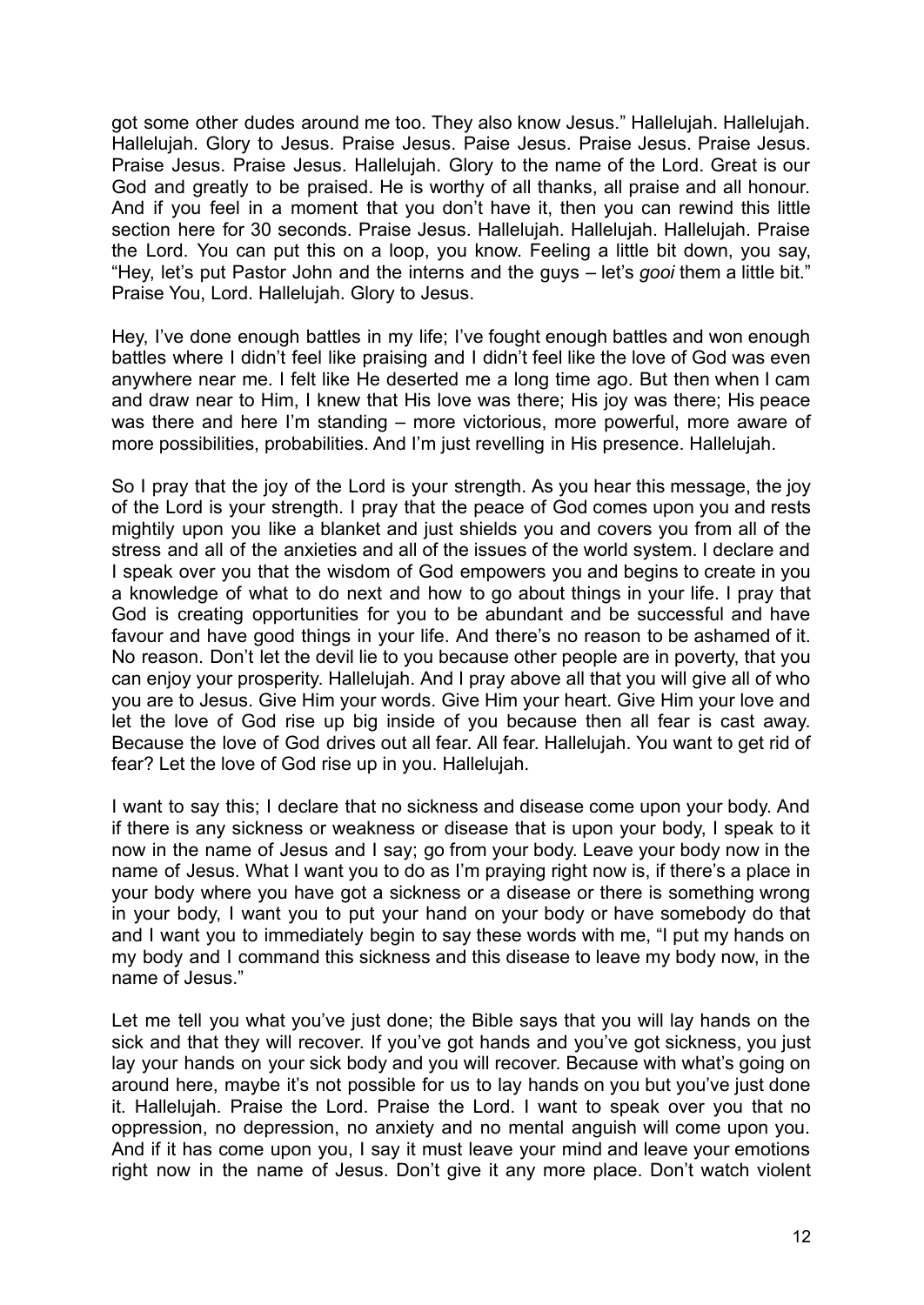got some other dudes around me too. They also know Jesus." Hallelujah. Hallelujah. Hallelujah. Glory to Jesus. Praise Jesus. Paise Jesus. Praise Jesus. Praise Jesus. Praise Jesus. Praise Jesus. Hallelujah. Glory to the name of the Lord. Great is our God and greatly to be praised. He is worthy of all thanks, all praise and all honour. And if you feel in a moment that you don't have it, then you can rewind this little section here for 30 seconds. Praise Jesus. Hallelujah. Hallelujah. Hallelujah. Praise the Lord. You can put this on a loop, you know. Feeling a little bit down, you say, "Hey, let's put Pastor John and the interns and the guys – let's *gooi* them a little bit." Praise You, Lord. Hallelujah. Glory to Jesus.

Hey, I've done enough battles in my life; I've fought enough battles and won enough battles where I didn't feel like praising and I didn't feel like the love of God was even anywhere near me. I felt like He deserted me a long time ago. But then when I cam and draw near to Him, I knew that His love was there; His joy was there; His peace was there and here I'm standing – more victorious, more powerful, more aware of more possibilities, probabilities. And I'm just revelling in His presence. Hallelujah.

So I pray that the joy of the Lord is your strength. As you hear this message, the joy of the Lord is your strength. I pray that the peace of God comes upon you and rests mightily upon you like a blanket and just shields you and covers you from all of the stress and all of the anxieties and all of the issues of the world system. I declare and I speak over you that the wisdom of God empowers you and begins to create in you a knowledge of what to do next and how to go about things in your life. I pray that God is creating opportunities for you to be abundant and be successful and have favour and have good things in your life. And there's no reason to be ashamed of it. No reason. Don't let the devil lie to you because other people are in poverty, that you can enjoy your prosperity. Hallelujah. And I pray above all that you will give all of who you are to Jesus. Give Him your words. Give Him your heart. Give Him your love and let the love of God rise up big inside of you because then all fear is cast away. Because the love of God drives out all fear. All fear. Hallelujah. You want to get rid of fear? Let the love of God rise up in you. Hallelujah.

I want to say this; I declare that no sickness and disease come upon your body. And if there is any sickness or weakness or disease that is upon your body, I speak to it now in the name of Jesus and I say; go from your body. Leave your body now in the name of Jesus. What I want you to do as I'm praying right now is, if there's a place in your body where you have got a sickness or a disease or there is something wrong in your body, I want you to put your hand on your body or have somebody do that and I want you to immediately begin to say these words with me, "I put my hands on my body and I command this sickness and this disease to leave my body now, in the name of Jesus."

Let me tell you what you've just done; the Bible says that you will lay hands on the sick and that they will recover. If you've got hands and you've got sickness, you just lay your hands on your sick body and you will recover. Because with what's going on around here, maybe it's not possible for us to lay hands on you but you've just done it. Hallelujah. Praise the Lord. Praise the Lord. I want to speak over you that no oppression, no depression, no anxiety and no mental anguish will come upon you. And if it has come upon you, I say it must leave your mind and leave your emotions right now in the name of Jesus. Don't give it any more place. Don't watch violent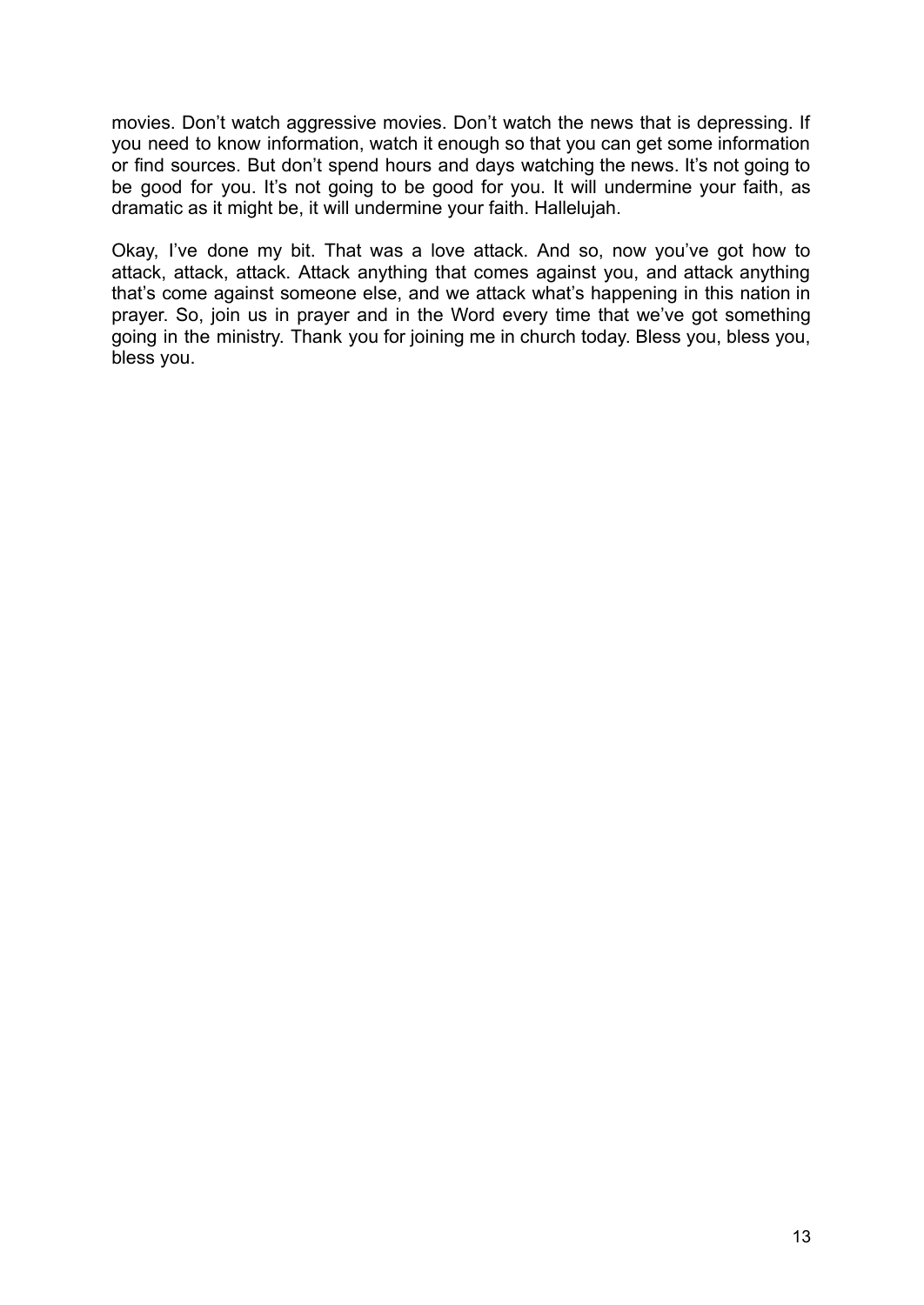movies. Don't watch aggressive movies. Don't watch the news that is depressing. If you need to know information, watch it enough so that you can get some information or find sources. But don't spend hours and days watching the news. It's not going to be good for you. It's not going to be good for you. It will undermine your faith, as dramatic as it might be, it will undermine your faith. Hallelujah.

Okay, I've done my bit. That was a love attack. And so, now you've got how to attack, attack, attack. Attack anything that comes against you, and attack anything that's come against someone else, and we attack what's happening in this nation in prayer. So, join us in prayer and in the Word every time that we've got something going in the ministry. Thank you for joining me in church today. Bless you, bless you, bless you.